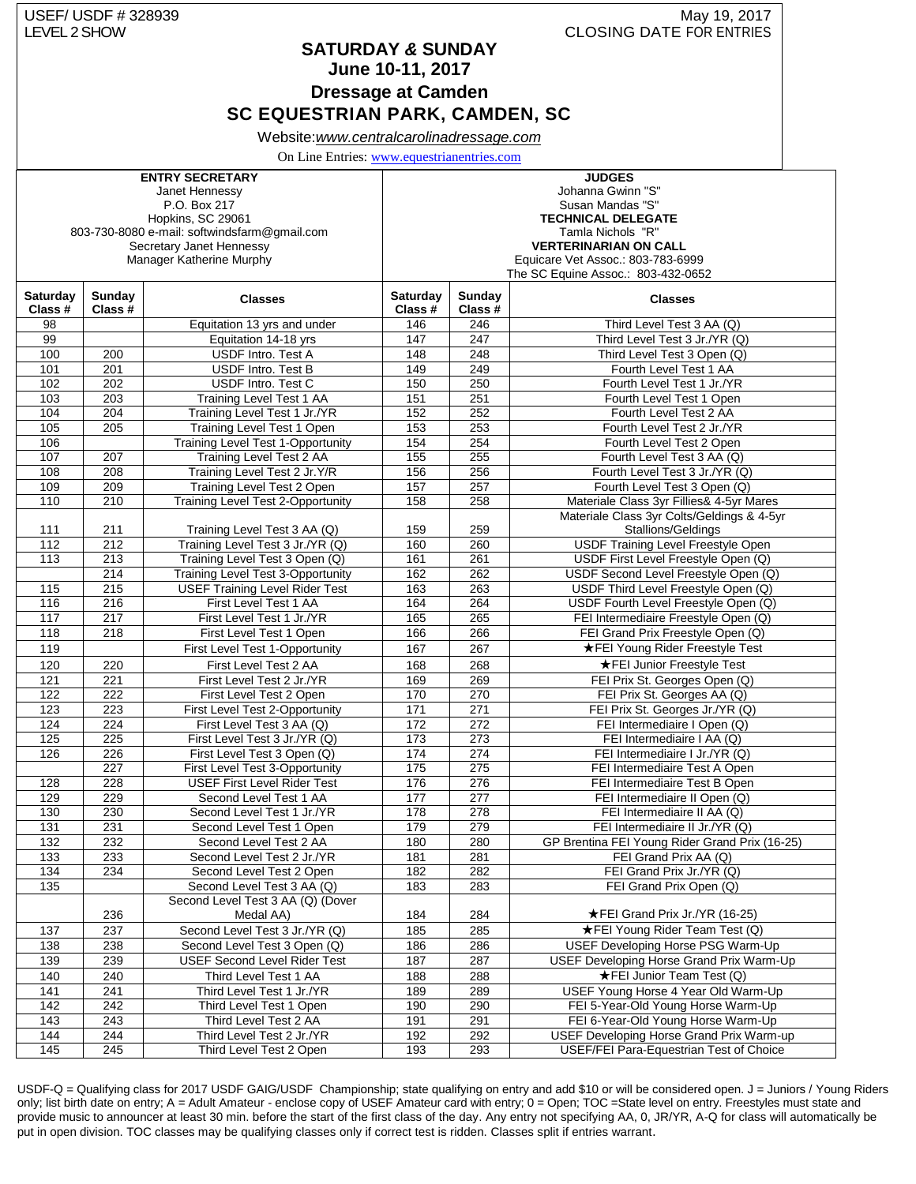USEF/ USDF # 328939
LEVEL 2 SHOW

May 19, 2017
CLOSING DATE FOR ENTRIES

# SATURDAY & SUNDAY
## June 10-11, 2017
## Dressage at Camden
## SC EQUESTRIAN PARK, CAMDEN, SC

Website:*www.centralcarolinadressage.com*

On Line Entries: www.equestrianentries.com

| ENTRY SECRETARY | JUDGES |
|---|---|
| Janet Hennessy | Johanna Gwinn "S" |
| P.O. Box 217 | Susan Mandas "S" |
| Hopkins, SC 29061 | **TECHNICAL DELEGATE** |
| 803-730-8080 e-mail: softwindsfarm@gmail.com | Tamla Nichols "R" |
| Secretary Janet Hennessy | **VERTERINARIAN ON CALL** |
| Manager Katherine Murphy | Equicare Vet Assoc.: 803-783-6999 |
| | The SC Equine Assoc.: 803-432-0652 |

| Saturday Class # | Sunday Class # | Classes | Saturday Class # | Sunday Class # | Classes |
|---|---|---|---|---|---|
| 98 | | Equitation 13 yrs and under | 146 | 246 | Third Level Test 3 AA (Q) |
| 99 | | Equitation 14-18 yrs | 147 | 247 | Third Level Test 3 Jr./YR (Q) |
| 100 | 200 | USDF Intro. Test A | 148 | 248 | Third Level Test 3 Open (Q) |
| 101 | 201 | USDF Intro. Test B | 149 | 249 | Fourth Level Test 1 AA |
| 102 | 202 | USDF Intro. Test C | 150 | 250 | Fourth Level Test 1 Jr./YR |
| 103 | 203 | Training Level Test 1 AA | 151 | 251 | Fourth Level Test 1 Open |
| 104 | 204 | Training Level Test 1 Jr./YR | 152 | 252 | Fourth Level Test 2 AA |
| 105 | 205 | Training Level Test 1 Open | 153 | 253 | Fourth Level Test 2 Jr./YR |
| 106 | | Training Level Test 1-Opportunity | 154 | 254 | Fourth Level Test 2 Open |
| 107 | 207 | Training Level Test 2 AA | 155 | 255 | Fourth Level Test 3 AA (Q) |
| 108 | 208 | Training Level Test 2 Jr.Y/R | 156 | 256 | Fourth Level Test 3 Jr./YR (Q) |
| 109 | 209 | Training Level Test 2 Open | 157 | 257 | Fourth Level Test 3 Open (Q) |
| 110 | 210 | Training Level Test 2-Opportunity | 158 | 258 | Materiale Class 3yr Fillies& 4-5yr Mares |
| 111 | 211 | Training Level Test 3 AA (Q) | 159 | 259 | Materiale Class 3yr Colts/Geldings & 4-5yr Stallions/Geldings |
| 112 | 212 | Training Level Test 3 Jr./YR (Q) | 160 | 260 | USDF Training Level Freestyle Open |
| 113 | 213 | Training Level Test 3 Open (Q) | 161 | 261 | USDF First Level Freestyle Open (Q) |
| | 214 | Training Level Test 3-Opportunity | 162 | 262 | USDF Second Level Freestyle Open (Q) |
| 115 | 215 | USEF Training Level Rider Test | 163 | 263 | USDF Third Level Freestyle Open (Q) |
| 116 | 216 | First Level Test 1 AA | 164 | 264 | USDF Fourth Level Freestyle Open (Q) |
| 117 | 217 | First Level Test 1 Jr./YR | 165 | 265 | FEI Intermediaire Freestyle Open (Q) |
| 118 | 218 | First Level Test 1 Open | 166 | 266 | FEI Grand Prix Freestyle Open (Q) |
| 119 | | First Level Test 1-Opportunity | 167 | 267 | ★FEI Young Rider Freestyle Test |
| 120 | 220 | First Level Test 2 AA | 168 | 268 | ★FEI Junior Freestyle Test |
| 121 | 221 | First Level Test 2 Jr./YR | 169 | 269 | FEI Prix St. Georges Open (Q) |
| 122 | 222 | First Level Test 2 Open | 170 | 270 | FEI Prix St. Georges AA (Q) |
| 123 | 223 | First Level Test 2-Opportunity | 171 | 271 | FEI Prix St. Georges Jr./YR (Q) |
| 124 | 224 | First Level Test 3 AA (Q) | 172 | 272 | FEI Intermediaire I Open (Q) |
| 125 | 225 | First Level Test 3 Jr./YR (Q) | 173 | 273 | FEI Intermediaire I AA (Q) |
| 126 | 226 | First Level Test 3 Open (Q) | 174 | 274 | FEI Intermediaire I Jr./YR (Q) |
| | 227 | First Level Test 3-Opportunity | 175 | 275 | FEI Intermediaire Test A Open |
| 128 | 228 | USEF First Level Rider Test | 176 | 276 | FEI Intermediaire Test B Open |
| 129 | 229 | Second Level Test 1 AA | 177 | 277 | FEI Intermediaire II Open (Q) |
| 130 | 230 | Second Level Test 1 Jr./YR | 178 | 278 | FEI Intermediaire II AA (Q) |
| 131 | 231 | Second Level Test 1 Open | 179 | 279 | FEI Intermediaire II Jr./YR (Q) |
| 132 | 232 | Second Level Test 2 AA | 180 | 280 | GP Brentina FEI Young Rider Grand Prix (16-25) |
| 133 | 233 | Second Level Test 2 Jr./YR | 181 | 281 | FEI Grand Prix AA (Q) |
| 134 | 234 | Second Level Test 2 Open | 182 | 282 | FEI Grand Prix Jr./YR (Q) |
| 135 | | Second Level Test 3 AA (Q) | 183 | 283 | FEI Grand Prix Open (Q) |
| | 236 | Second Level Test 3 AA (Q) (Dover Medal AA) | 184 | 284 | ★FEI Grand Prix Jr./YR (16-25) |
| 137 | 237 | Second Level Test 3 Jr./YR (Q) | 185 | 285 | ★FEI Young Rider Team Test (Q) |
| 138 | 238 | Second Level Test 3 Open (Q) | 186 | 286 | USEF Developing Horse PSG Warm-Up |
| 139 | 239 | USEF Second Level Rider Test | 187 | 287 | USEF Developing Horse Grand Prix Warm-Up |
| 140 | 240 | Third Level Test 1 AA | 188 | 288 | ★FEI Junior Team Test (Q) |
| 141 | 241 | Third Level Test 1 Jr./YR | 189 | 289 | USEF Young Horse 4 Year Old Warm-Up |
| 142 | 242 | Third Level Test 1 Open | 190 | 290 | FEI 5-Year-Old Young Horse Warm-Up |
| 143 | 243 | Third Level Test 2 AA | 191 | 291 | FEI 6-Year-Old Young Horse Warm-Up |
| 144 | 244 | Third Level Test 2 Jr./YR | 192 | 292 | USEF Developing Horse Grand Prix Warm-up |
| 145 | 245 | Third Level Test 2 Open | 193 | 293 | USEF/FEI Para-Equestrian Test of Choice |

USDF-Q = Qualifying class for 2017 USDF GAIG/USDF Championship; state qualifying on entry and add $10 or will be considered open. J = Juniors / Young Riders only; list birth date on entry; A = Adult Amateur - enclose copy of USEF Amateur card with entry; 0 = Open; TOC =State level on entry. Freestyles must state and provide music to announcer at least 30 min. before the start of the first class of the day. Any entry not specifying AA, 0, JR/YR, A-Q for class will automatically be put in open division. TOC classes may be qualifying classes only if correct test is ridden. Classes split if entries warrant.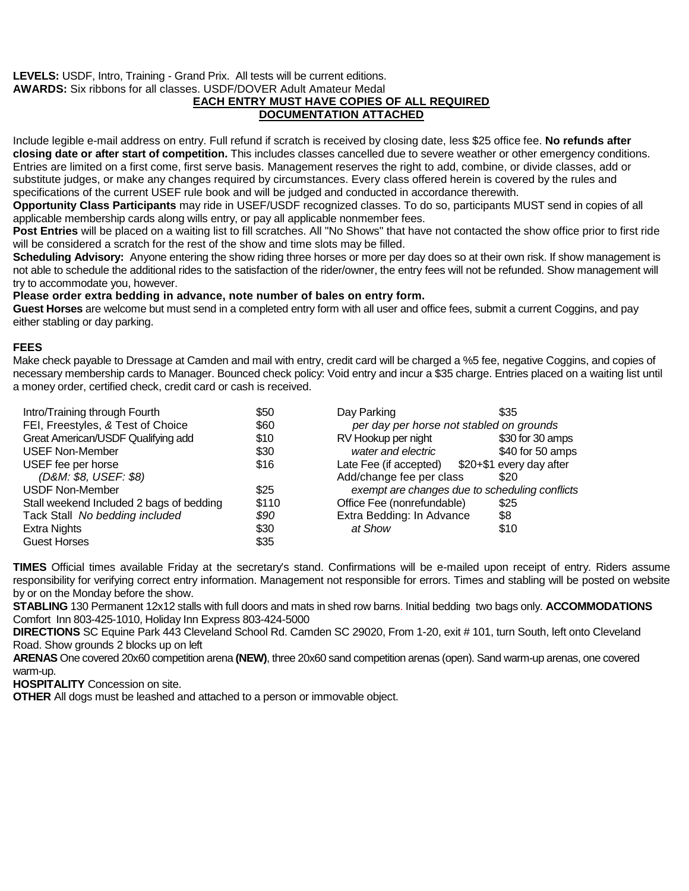**LEVELS:** USDF, Intro, Training - Grand Prix. All tests will be current editions.
**AWARDS:** Six ribbons for all classes. USDF/DOVER Adult Amateur Medal

**EACH ENTRY MUST HAVE COPIES OF ALL REQUIRED DOCUMENTATION ATTACHED**

Include legible e-mail address on entry. Full refund if scratch is received by closing date, less $25 office fee. **No refunds after closing date or after start of competition.** This includes classes cancelled due to severe weather or other emergency conditions. Entries are limited on a first come, first serve basis. Management reserves the right to add, combine, or divide classes, add or substitute judges, or make any changes required by circumstances. Every class offered herein is covered by the rules and specifications of the current USEF rule book and will be judged and conducted in accordance therewith.
**Opportunity Class Participants** may ride in USEF/USDF recognized classes. To do so, participants MUST send in copies of all applicable membership cards along wills entry, or pay all applicable nonmember fees.
**Post Entries** will be placed on a waiting list to fill scratches. All "No Shows" that have not contacted the show office prior to first ride will be considered a scratch for the rest of the show and time slots may be filled.
**Scheduling Advisory:** Anyone entering the show riding three horses or more per day does so at their own risk. If show management is not able to schedule the additional rides to the satisfaction of the rider/owner, the entry fees will not be refunded. Show management will try to accommodate you, however.
**Please order extra bedding in advance, note number of bales on entry form.**
**Guest Horses** are welcome but must send in a completed entry form with all user and office fees, submit a current Coggins, and pay either stabling or day parking.

**FEES**
Make check payable to Dressage at Camden and mail with entry, credit card will be charged a %5 fee, negative Coggins, and copies of necessary membership cards to Manager. Bounced check policy: Void entry and incur a $35 charge. Entries placed on a waiting list until a money order, certified check, credit card or cash is received.

| | | | |
|---|---|---|---|
| Intro/Training through Fourth | $50 | Day Parking | $35 |
| FEI, Freestyles, & Test of Choice | $60 | *per day per horse not stabled on grounds* | |
| Great American/USDF Qualifying add | $10 | RV Hookup per night | $30 for 30 amps |
| USEF Non-Member | $30 | *water and electric* | $40 for 50 amps |
| USEF fee per horse | $16 | Late Fee (if accepted) | $20+$1 every day after |
| *(D&M: $8, USEF: $8)* | | Add/change fee per class | $20 |
| USDF Non-Member | $25 | *exempt are changes due to scheduling conflicts* | |
| Stall weekend Included 2 bags of bedding | $110 | Office Fee (nonrefundable) | $25 |
| Tack Stall *No bedding included* | *$90* | Extra Bedding: In Advance | $8 |
| Extra Nights | $30 | *at Show* | $10 |
| Guest Horses | $35 | | |

**TIMES** Official times available Friday at the secretary's stand. Confirmations will be e-mailed upon receipt of entry. Riders assume responsibility for verifying correct entry information. Management not responsible for errors. Times and stabling will be posted on website by or on the Monday before the show.
**STABLING** 130 Permanent 12x12 stalls with full doors and mats in shed row barns. Initial bedding two bags only. **ACCOMMODATIONS** Comfort Inn 803-425-1010, Holiday Inn Express 803-424-5000
**DIRECTIONS** SC Equine Park 443 Cleveland School Rd. Camden SC 29020, From 1-20, exit # 101, turn South, left onto Cleveland Road. Show grounds 2 blocks up on left
**ARENAS** One covered 20x60 competition arena **(NEW)**, three 20x60 sand competition arenas (open). Sand warm-up arenas, one covered warm-up.
**HOSPITALITY** Concession on site.
**OTHER** All dogs must be leashed and attached to a person or immovable object.